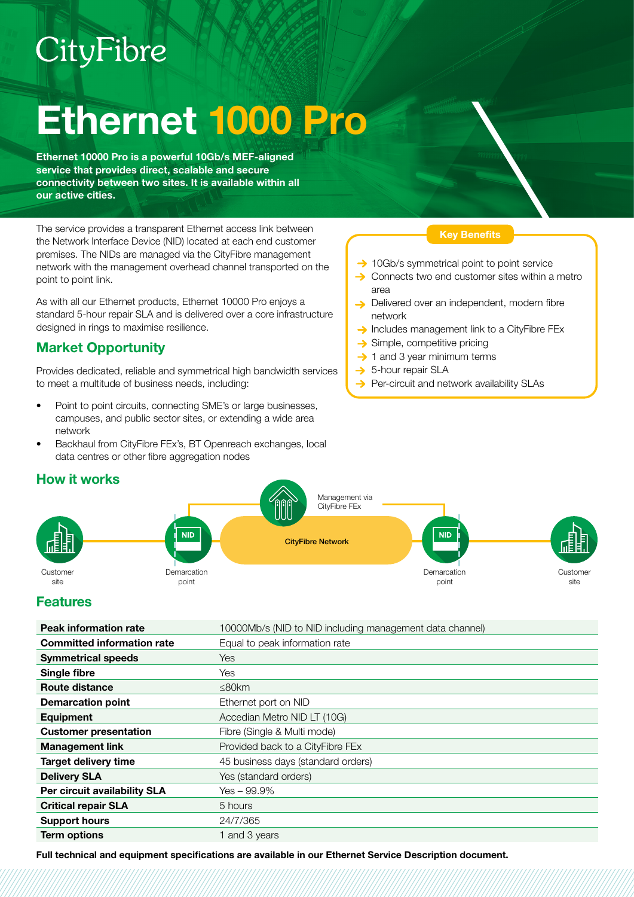CityFibre

# Ethernet 1000 Pro

**Ethernet 10000 Pro is a powerful 10Gb/s MEF-aligned service that provides direct, scalable and secure connectivity between two sites. It is available within all our active cities.**

The service provides a transparent Ethernet access link between the Network Interface Device (NID) located at each end customer premises. The NIDs are managed via the CityFibre management network with the management overhead channel transported on the point to point link.

As with all our Ethernet products, Ethernet 10000 Pro enjoys a standard 5-hour repair SLA and is delivered over a core infrastructure designed in rings to maximise resilience.

## Market Opportunity

Provides dedicated, reliable and symmetrical high bandwidth services to meet a multitude of business needs, including:

- Point to point circuits, connecting SME's or large businesses, campuses, and public sector sites, or extending a wide area network
- Backhaul from CityFibre FEx's, BT Openreach exchanges, local data centres or other fibre aggregation nodes

### Key Benefits

- 10Gb/s symmetrical point to point service
- Connects two end customer sites within a metro area
- Delivered over an independent, modern fibre network
- Includes management link to a CityFibre FEx
- Simple, competitive pricing
- 1 and 3 year minimum terms
- 5-hour repair SLA
- Per-circuit and network availability SLAs

## How it works

Customer site — NID (Demarcation point) — CityFibre Network (Management via CityFibre FEx) — NID (Demarcation point) — Customer site

## Features

| | |
|---|---|
| **Peak information rate** | 10000Mb/s (NID to NID including management data channel) |
| **Committed information rate** | Equal to peak information rate |
| **Symmetrical speeds** | Yes |
| **Single fibre** | Yes |
| **Route distance** | ≤80km |
| **Demarcation point** | Ethernet port on NID |
| **Equipment** | Accedian Metro NID LT (10G) |
| **Customer presentation** | Fibre (Single & Multi mode) |
| **Management link** | Provided back to a CityFibre FEx |
| **Target delivery time** | 45 business days (standard orders) |
| **Delivery SLA** | Yes (standard orders) |
| **Per circuit availability SLA** | Yes – 99.9% |
| **Critical repair SLA** | 5 hours |
| **Support hours** | 24/7/365 |
| **Term options** | 1 and 3 years |

**Full technical and equipment specifications are available in our Ethernet Service Description document.**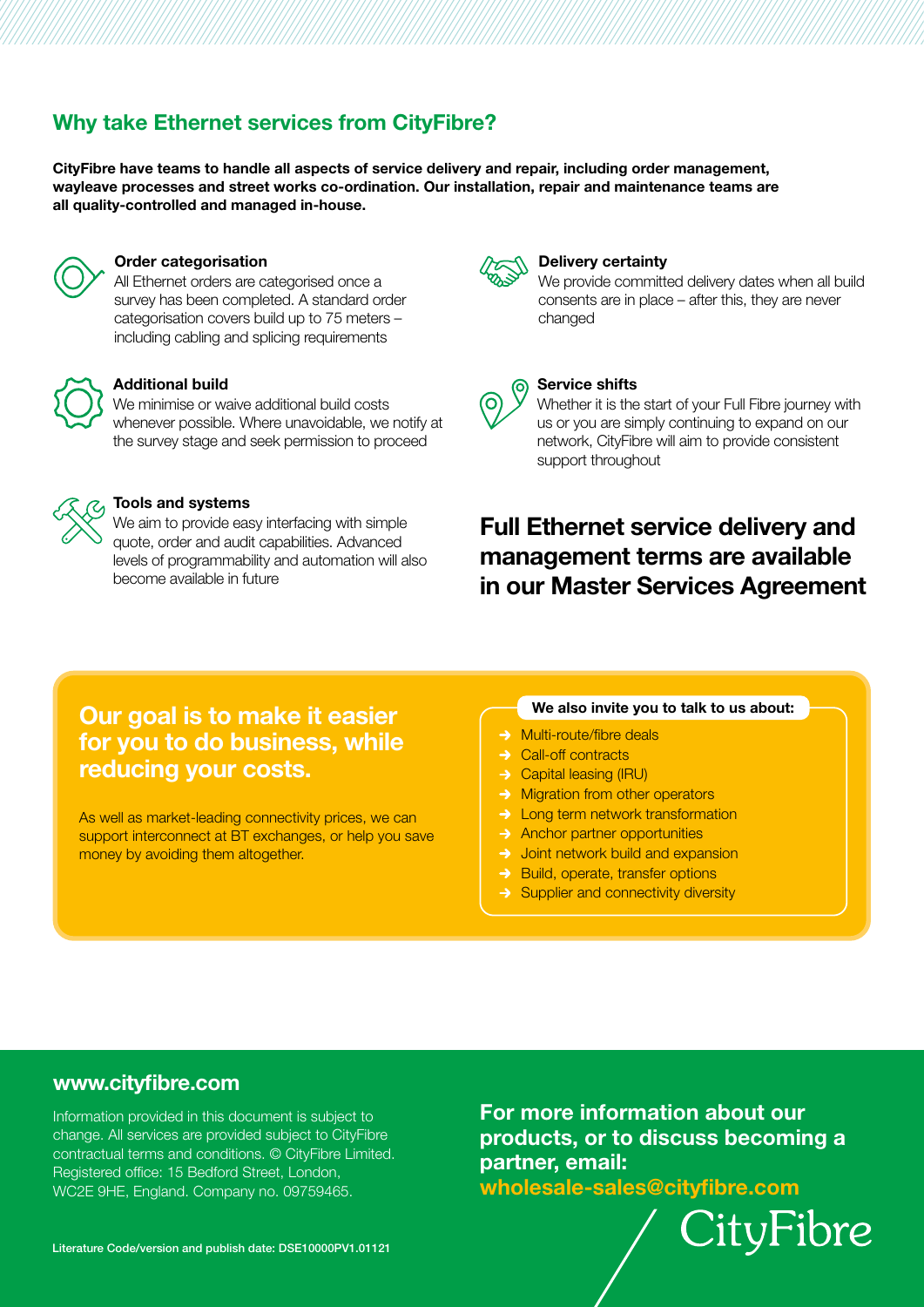## Why take Ethernet services from CityFibre?

**CityFibre have teams to handle all aspects of service delivery and repair, including order management, wayleave processes and street works co-ordination. Our installation, repair and maintenance teams are all quality-controlled and managed in-house.**

### Order categorisation

All Ethernet orders are categorised once a survey has been completed. A standard order categorisation covers build up to 75 meters – including cabling and splicing requirements

### Additional build

We minimise or waive additional build costs whenever possible. Where unavoidable, we notify at the survey stage and seek permission to proceed

### Tools and systems

We aim to provide easy interfacing with simple quote, order and audit capabilities. Advanced levels of programmability and automation will also become available in future

### Delivery certainty

We provide committed delivery dates when all build consents are in place – after this, they are never changed

### Service shifts

Whether it is the start of your Full Fibre journey with us or you are simply continuing to expand on our network, CityFibre will aim to provide consistent support throughout

## Full Ethernet service delivery and management terms are available in our Master Services Agreement

## Our goal is to make it easier for you to do business, while reducing your costs.

As well as market-leading connectivity prices, we can support interconnect at BT exchanges, or help you save money by avoiding them altogether.

**We also invite you to talk to us about:**

- Multi-route/fibre deals
- Call-off contracts
- Capital leasing (IRU)
- Migration from other operators
- Long term network transformation
- Anchor partner opportunities
- Joint network build and expansion
- Build, operate, transfer options
- Supplier and connectivity diversity

**www.cityfibre.com**

Information provided in this document is subject to change. All services are provided subject to CityFibre contractual terms and conditions. © CityFibre Limited. Registered office: 15 Bedford Street, London, WC2E 9HE, England. Company no. 09759465.

**For more information about our products, or to discuss becoming a partner, email:**
**wholesale-sales@cityfibre.com**

CityFibre

Literature Code/version and publish date: DSE10000PV1.01121